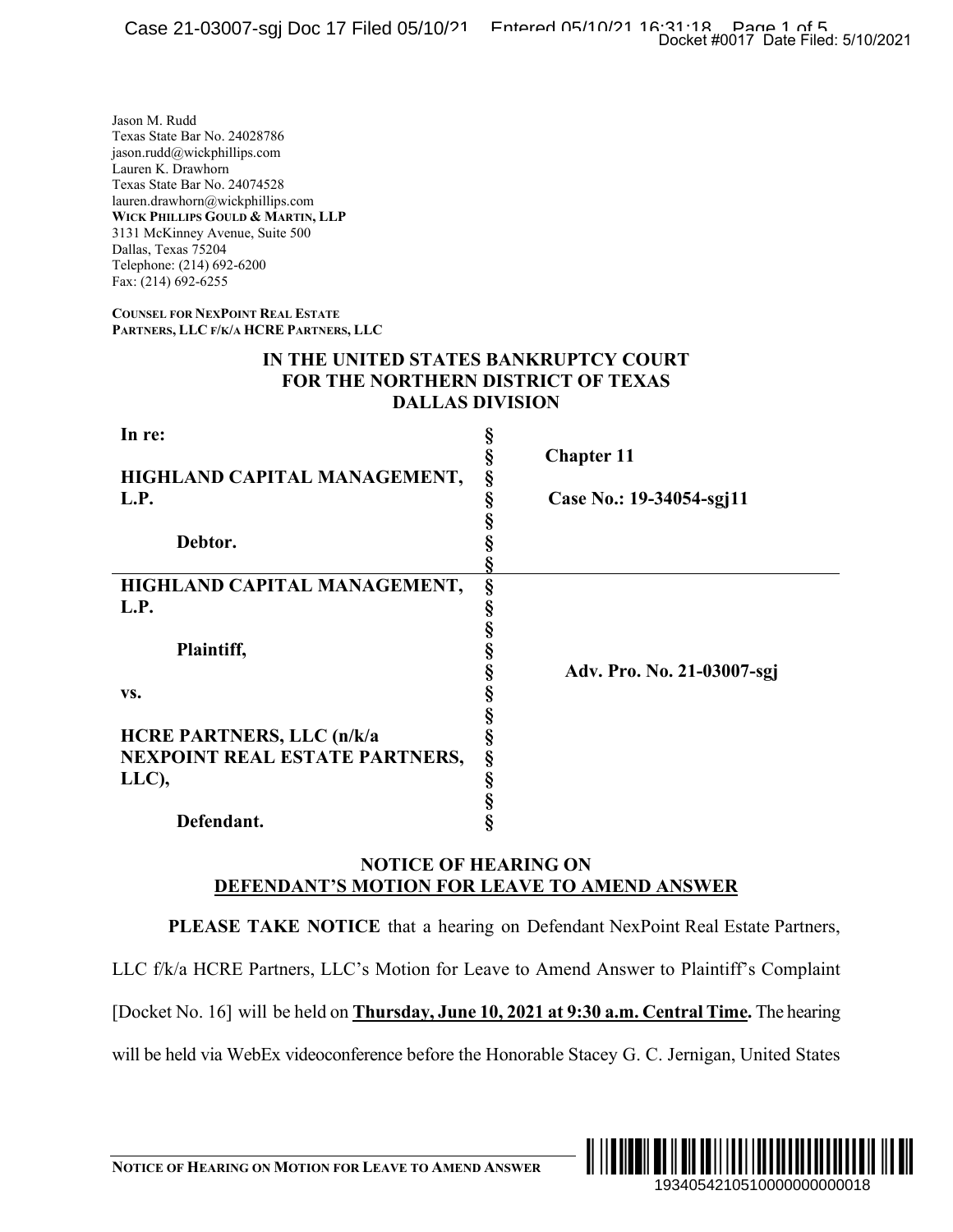Jason M. Rudd
Texas State Bar No. 24028786
jason.rudd@wickphillips.com
Lauren K. Drawhorn
Texas State Bar No. 24074528
lauren.drawhorn@wickphillips.com
**WICK PHILLIPS GOULD & MARTIN, LLP**
3131 McKinney Avenue, Suite 500
Dallas, Texas 75204
Telephone: (214) 692-6200
Fax: (214) 692-6255

**COUNSEL FOR NEXPOINT REAL ESTATE PARTNERS, LLC F/K/A HCRE PARTNERS, LLC**

**IN THE UNITED STATES BANKRUPTCY COURT**
**FOR THE NORTHERN DISTRICT OF TEXAS**
**DALLAS DIVISION**

| | | |
|---|---|---|
| **In re:** | § | |
| | § | **Chapter 11** |
| **HIGHLAND CAPITAL MANAGEMENT, L.P.** | § | **Case No.: 19-34054-sgj11** |
| **Debtor.** | § | |
| **HIGHLAND CAPITAL MANAGEMENT, L.P.** | § | |
| **Plaintiff,** | § | **Adv. Pro. No. 21-03007-sgj** |
| **vs.** | § | |
| **HCRE PARTNERS, LLC (n/k/a NEXPOINT REAL ESTATE PARTNERS, LLC),** | § | |
| **Defendant.** | § | |

## NOTICE OF HEARING ON DEFENDANT'S MOTION FOR LEAVE TO AMEND ANSWER

**PLEASE TAKE NOTICE** that a hearing on Defendant NexPoint Real Estate Partners, LLC f/k/a HCRE Partners, LLC's Motion for Leave to Amend Answer to Plaintiff's Complaint [Docket No. 16] will be held on **Thursday, June 10, 2021 at 9:30 a.m. Central Time.** The hearing will be held via WebEx videoconference before the Honorable Stacey G. C. Jernigan, United States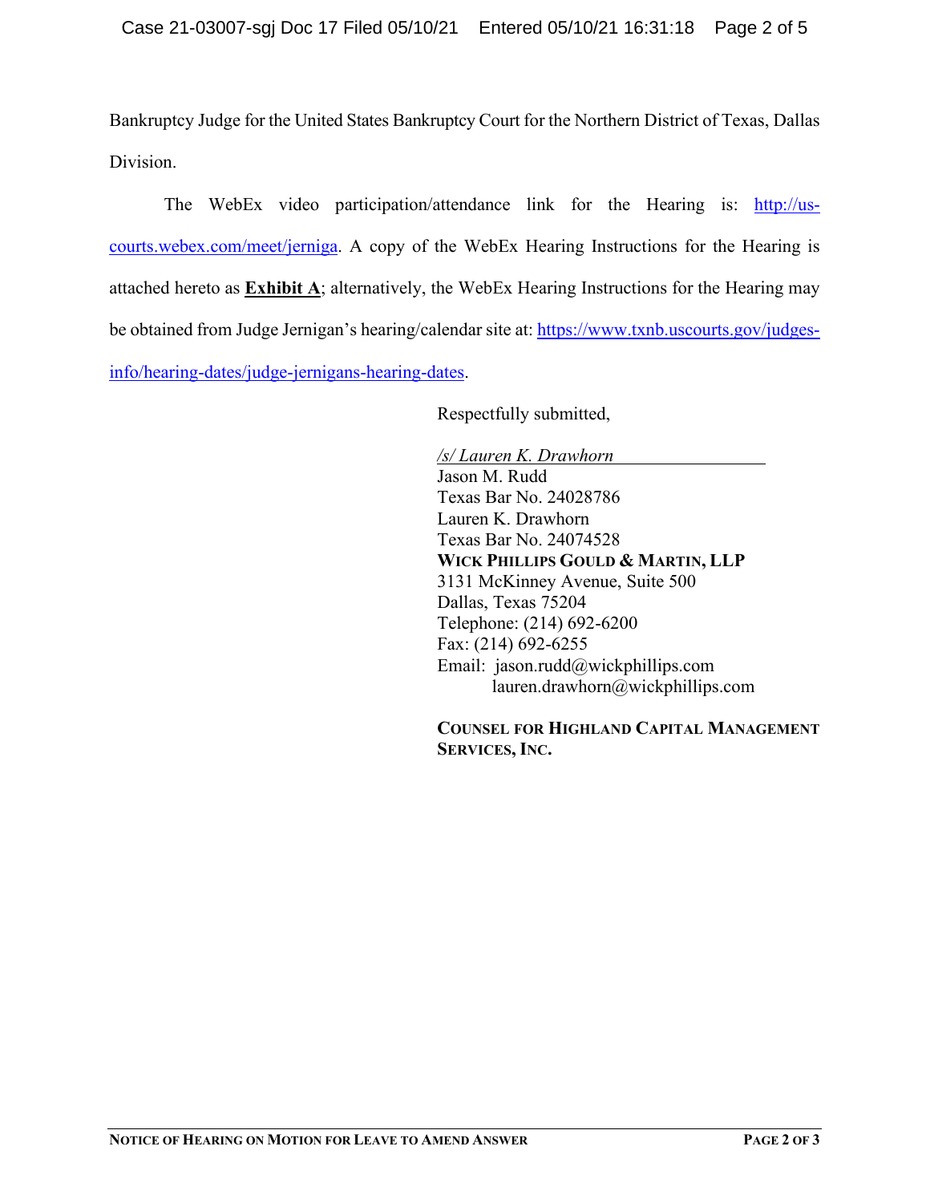Bankruptcy Judge for the United States Bankruptcy Court for the Northern District of Texas, Dallas Division.

The WebEx video participation/attendance link for the Hearing is: http://us-courts.webex.com/meet/jerniga. A copy of the WebEx Hearing Instructions for the Hearing is attached hereto as **Exhibit A**; alternatively, the WebEx Hearing Instructions for the Hearing may be obtained from Judge Jernigan's hearing/calendar site at: https://www.txnb.uscourts.gov/judges-info/hearing-dates/judge-jernigans-hearing-dates.

Respectfully submitted,

*/s/ Lauren K. Drawhorn*
Jason M. Rudd
Texas Bar No. 24028786
Lauren K. Drawhorn
Texas Bar No. 24074528
**WICK PHILLIPS GOULD & MARTIN, LLP**
3131 McKinney Avenue, Suite 500
Dallas, Texas 75204
Telephone: (214) 692-6200
Fax: (214) 692-6255
Email: jason.rudd@wickphillips.com
lauren.drawhorn@wickphillips.com

**COUNSEL FOR HIGHLAND CAPITAL MANAGEMENT SERVICES, INC.**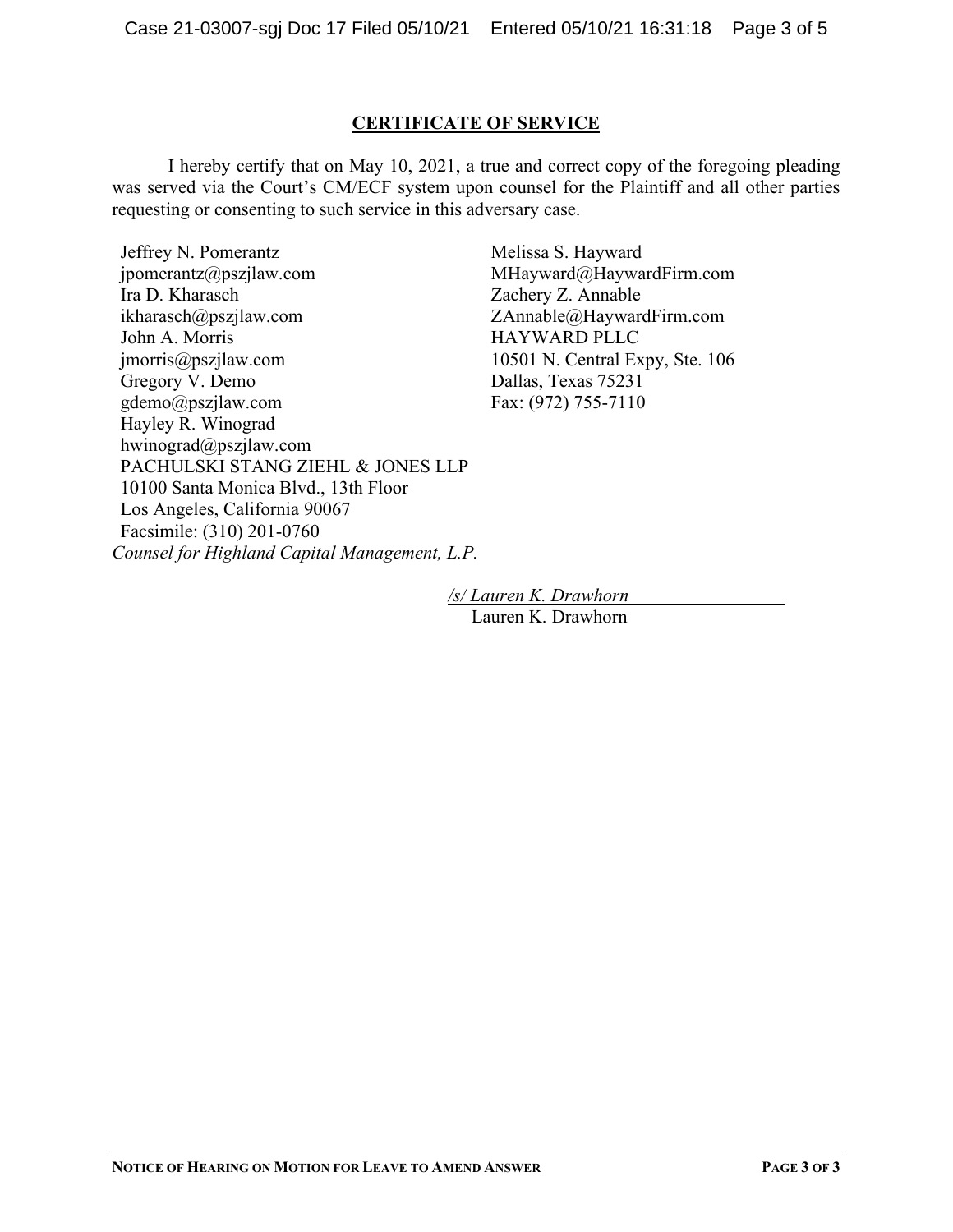## CERTIFICATE OF SERVICE

I hereby certify that on May 10, 2021, a true and correct copy of the foregoing pleading was served via the Court's CM/ECF system upon counsel for the Plaintiff and all other parties requesting or consenting to such service in this adversary case.

Jeffrey N. Pomerantz
jpomerantz@pszjlaw.com
Ira D. Kharasch
ikharasch@pszjlaw.com
John A. Morris
jmorris@pszjlaw.com
Gregory V. Demo
gdemo@pszjlaw.com
Hayley R. Winograd
hwinograd@pszjlaw.com
PACHULSKI STANG ZIEHL & JONES LLP
10100 Santa Monica Blvd., 13th Floor
Los Angeles, California 90067
Facsimile: (310) 201-0760
*Counsel for Highland Capital Management, L.P.*

Melissa S. Hayward
MHayward@HaywardFirm.com
Zachery Z. Annable
ZAnnable@HaywardFirm.com
HAYWARD PLLC
10501 N. Central Expy, Ste. 106
Dallas, Texas 75231
Fax: (972) 755-7110

*/s/ Lauren K. Drawhorn*
Lauren K. Drawhorn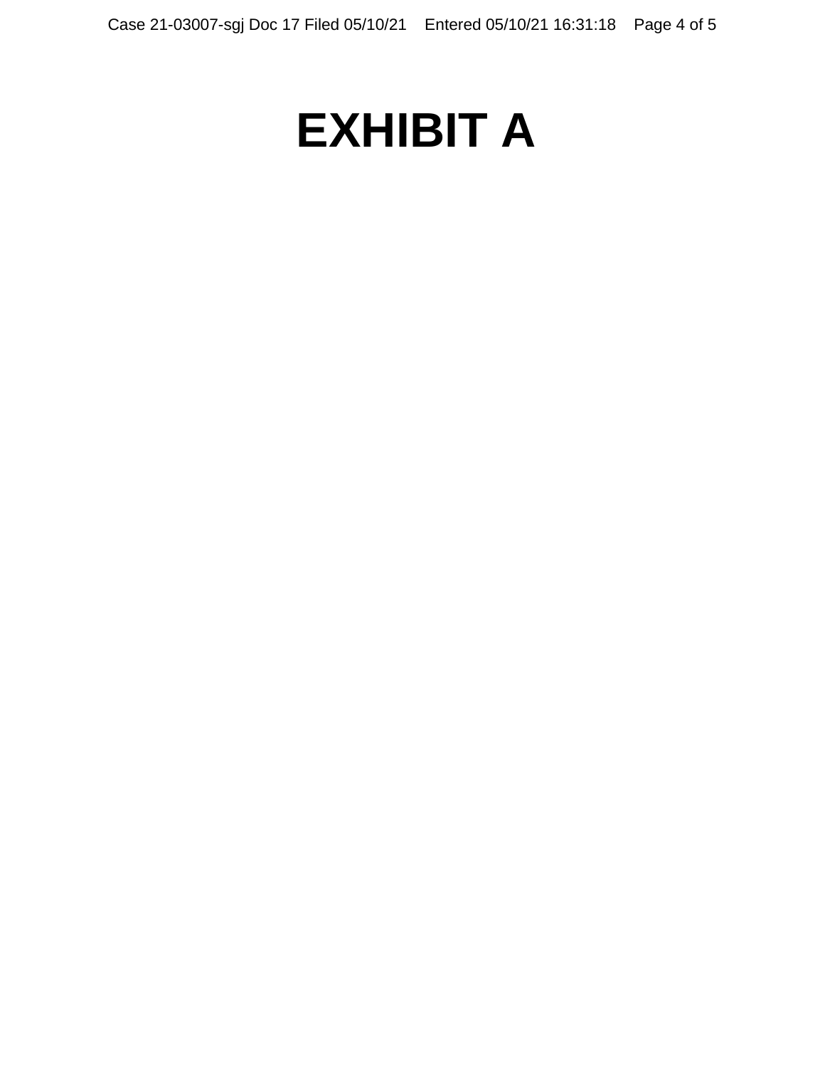# EXHIBIT A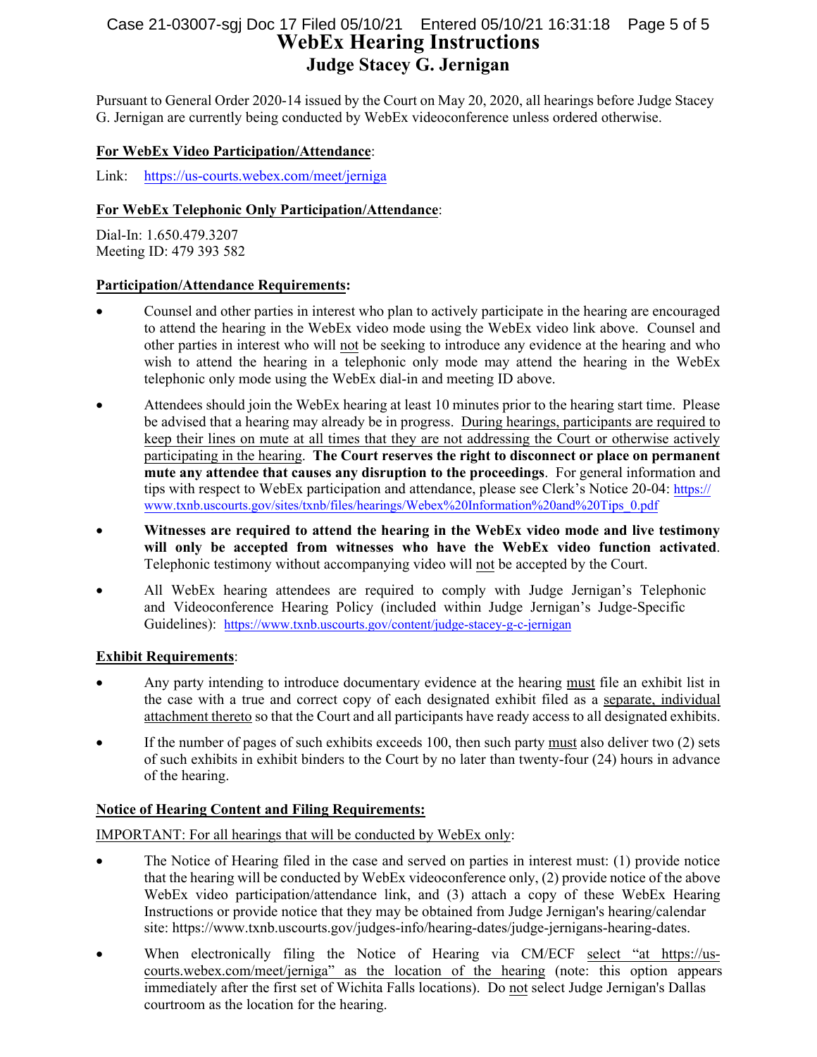# WebEx Hearing Instructions

## Judge Stacey G. Jernigan

Pursuant to General Order 2020-14 issued by the Court on May 20, 2020, all hearings before Judge Stacey G. Jernigan are currently being conducted by WebEx videoconference unless ordered otherwise.

**For WebEx Video Participation/Attendance**:

Link: https://us-courts.webex.com/meet/jerniga

**For WebEx Telephonic Only Participation/Attendance**:

Dial-In: 1.650.479.3207
Meeting ID: 479 393 582

**Participation/Attendance Requirements:**

- Counsel and other parties in interest who plan to actively participate in the hearing are encouraged to attend the hearing in the WebEx video mode using the WebEx video link above. Counsel and other parties in interest who will not be seeking to introduce any evidence at the hearing and who wish to attend the hearing in a telephonic only mode may attend the hearing in the WebEx telephonic only mode using the WebEx dial-in and meeting ID above.
- Attendees should join the WebEx hearing at least 10 minutes prior to the hearing start time. Please be advised that a hearing may already be in progress. During hearings, participants are required to keep their lines on mute at all times that they are not addressing the Court or otherwise actively participating in the hearing. **The Court reserves the right to disconnect or place on permanent mute any attendee that causes any disruption to the proceedings**. For general information and tips with respect to WebEx participation and attendance, please see Clerk's Notice 20-04: https://www.txnb.uscourts.gov/sites/txnb/files/hearings/Webex%20Information%20and%20Tips_0.pdf
- **Witnesses are required to attend the hearing in the WebEx video mode and live testimony will only be accepted from witnesses who have the WebEx video function activated**. Telephonic testimony without accompanying video will not be accepted by the Court.
- All WebEx hearing attendees are required to comply with Judge Jernigan's Telephonic and Videoconference Hearing Policy (included within Judge Jernigan's Judge-Specific Guidelines): https://www.txnb.uscourts.gov/content/judge-stacey-g-c-jernigan

**Exhibit Requirements**:

- Any party intending to introduce documentary evidence at the hearing must file an exhibit list in the case with a true and correct copy of each designated exhibit filed as a separate, individual attachment thereto so that the Court and all participants have ready access to all designated exhibits.
- If the number of pages of such exhibits exceeds 100, then such party must also deliver two (2) sets of such exhibits in exhibit binders to the Court by no later than twenty-four (24) hours in advance of the hearing.

**Notice of Hearing Content and Filing Requirements:**

IMPORTANT: For all hearings that will be conducted by WebEx only:

- The Notice of Hearing filed in the case and served on parties in interest must: (1) provide notice that the hearing will be conducted by WebEx videoconference only, (2) provide notice of the above WebEx video participation/attendance link, and (3) attach a copy of these WebEx Hearing Instructions or provide notice that they may be obtained from Judge Jernigan's hearing/calendar site: https://www.txnb.uscourts.gov/judges-info/hearing-dates/judge-jernigans-hearing-dates.
- When electronically filing the Notice of Hearing via CM/ECF select "at https://us-courts.webex.com/meet/jerniga" as the location of the hearing (note: this option appears immediately after the first set of Wichita Falls locations). Do not select Judge Jernigan's Dallas courtroom as the location for the hearing.